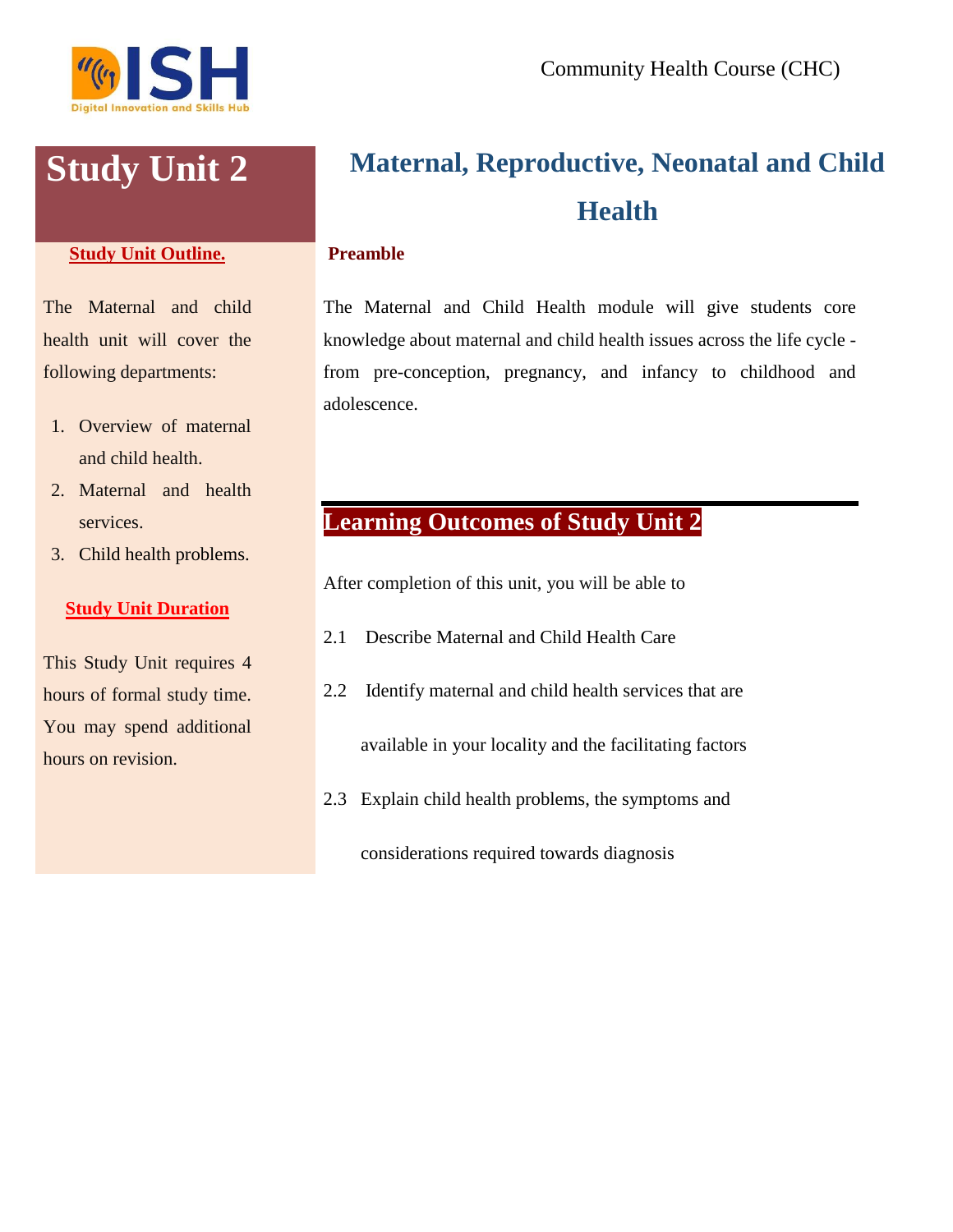# Study Unit 2

## Maternal, Reproductive, Neonatal and Child Health

**Study Unit Outline.**

The Maternal and child health unit will cover the following departments:

1. Overview of maternal and child health.
2. Maternal and health services.
3. Child health problems.

**Study Unit Duration**

This Study Unit requires 4 hours of formal study time. You may spend additional hours on revision.

**Preamble**

The Maternal and Child Health module will give students core knowledge about maternal and child health issues across the life cycle - from pre-conception, pregnancy, and infancy to childhood and adolescence.

## Learning Outcomes of Study Unit 2

After completion of this unit, you will be able to

2.1 Describe Maternal and Child Health Care

2.2 Identify maternal and child health services that are available in your locality and the facilitating factors

2.3 Explain child health problems, the symptoms and considerations required towards diagnosis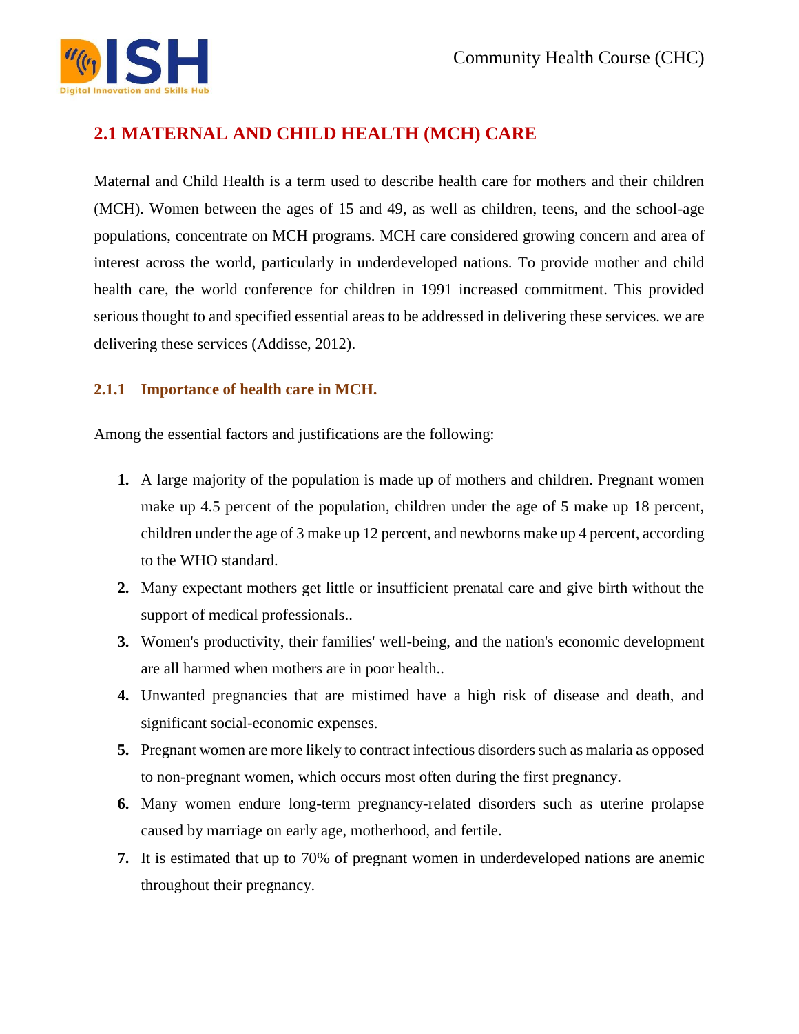## 2.1 MATERNAL AND CHILD HEALTH (MCH) CARE

Maternal and Child Health is a term used to describe health care for mothers and their children (MCH). Women between the ages of 15 and 49, as well as children, teens, and the school-age populations, concentrate on MCH programs. MCH care considered growing concern and area of interest across the world, particularly in underdeveloped nations. To provide mother and child health care, the world conference for children in 1991 increased commitment. This provided serious thought to and specified essential areas to be addressed in delivering these services. we are delivering these services (Addisse, 2012).

### 2.1.1 Importance of health care in MCH.

Among the essential factors and justifications are the following:

1. A large majority of the population is made up of mothers and children. Pregnant women make up 4.5 percent of the population, children under the age of 5 make up 18 percent, children under the age of 3 make up 12 percent, and newborns make up 4 percent, according to the WHO standard.
2. Many expectant mothers get little or insufficient prenatal care and give birth without the support of medical professionals..
3. Women's productivity, their families' well-being, and the nation's economic development are all harmed when mothers are in poor health..
4. Unwanted pregnancies that are mistimed have a high risk of disease and death, and significant social-economic expenses.
5. Pregnant women are more likely to contract infectious disorders such as malaria as opposed to non-pregnant women, which occurs most often during the first pregnancy.
6. Many women endure long-term pregnancy-related disorders such as uterine prolapse caused by marriage on early age, motherhood, and fertile.
7. It is estimated that up to 70% of pregnant women in underdeveloped nations are anemic throughout their pregnancy.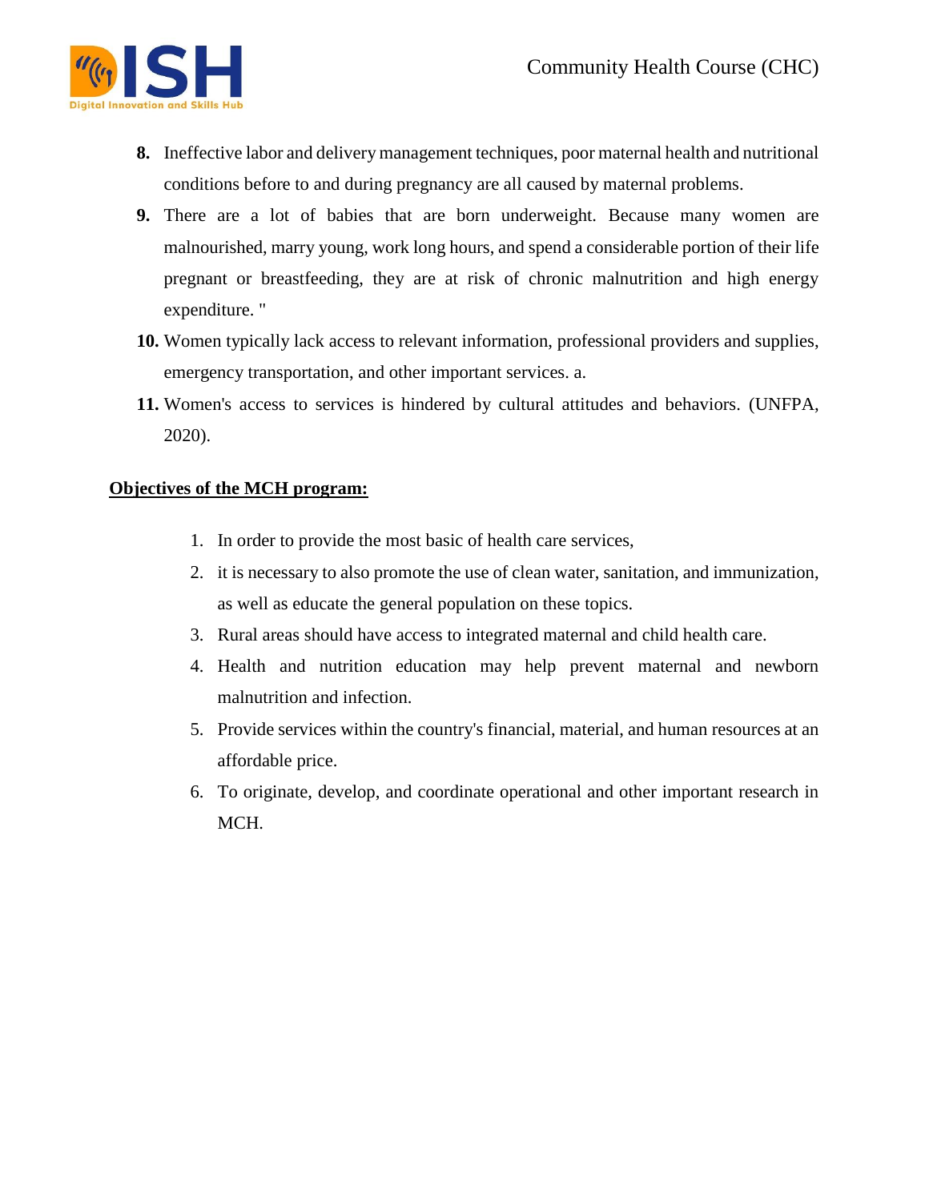8. Ineffective labor and delivery management techniques, poor maternal health and nutritional conditions before to and during pregnancy are all caused by maternal problems.
9. There are a lot of babies that are born underweight. Because many women are malnourished, marry young, work long hours, and spend a considerable portion of their life pregnant or breastfeeding, they are at risk of chronic malnutrition and high energy expenditure. "
10. Women typically lack access to relevant information, professional providers and supplies, emergency transportation, and other important services. a.
11. Women's access to services is hindered by cultural attitudes and behaviors. (UNFPA, 2020).

**Objectives of the MCH program:**

1. In order to provide the most basic of health care services,
2. it is necessary to also promote the use of clean water, sanitation, and immunization, as well as educate the general population on these topics.
3. Rural areas should have access to integrated maternal and child health care.
4. Health and nutrition education may help prevent maternal and newborn malnutrition and infection.
5. Provide services within the country's financial, material, and human resources at an affordable price.
6. To originate, develop, and coordinate operational and other important research in MCH.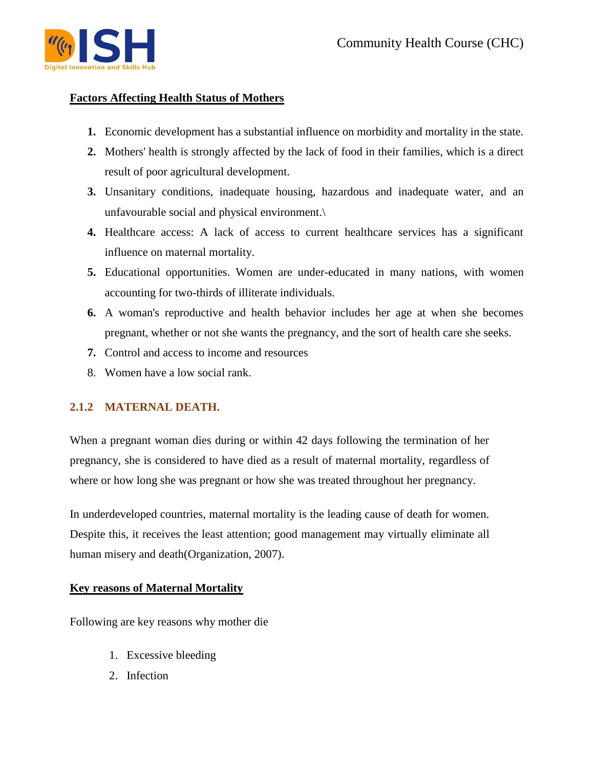**Factors Affecting Health Status of Mothers**

1. Economic development has a substantial influence on morbidity and mortality in the state.
2. Mothers' health is strongly affected by the lack of food in their families, which is a direct result of poor agricultural development.
3. Unsanitary conditions, inadequate housing, hazardous and inadequate water, and an unfavourable social and physical environment.\
4. Healthcare access: A lack of access to current healthcare services has a significant influence on maternal mortality.
5. Educational opportunities. Women are under-educated in many nations, with women accounting for two-thirds of illiterate individuals.
6. A woman's reproductive and health behavior includes her age at when she becomes pregnant, whether or not she wants the pregnancy, and the sort of health care she seeks.
7. Control and access to income and resources
8. Women have a low social rank.

### 2.1.2 MATERNAL DEATH.

When a pregnant woman dies during or within 42 days following the termination of her pregnancy, she is considered to have died as a result of maternal mortality, regardless of where or how long she was pregnant or how she was treated throughout her pregnancy.

In underdeveloped countries, maternal mortality is the leading cause of death for women. Despite this, it receives the least attention; good management may virtually eliminate all human misery and death(Organization, 2007).

**Key reasons of Maternal Mortality**

Following are key reasons why mother die

1. Excessive bleeding
2. Infection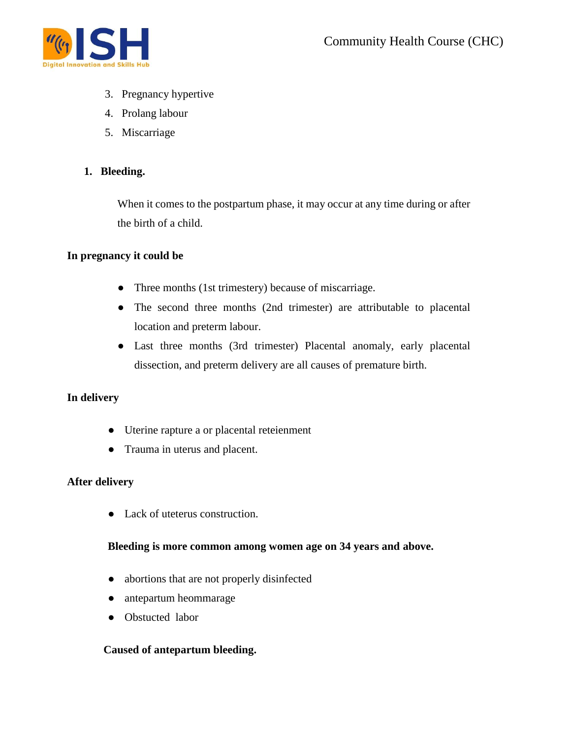3. Pregnancy hypertive
4. Prolang labour
5. Miscarriage

1. **Bleeding.**

   When it comes to the postpartum phase, it may occur at any time during or after the birth of a child.

**In pregnancy it could be**

- Three months (1st trimestery) because of miscarriage.
- The second three months (2nd trimester) are attributable to placental location and preterm labour.
- Last three months (3rd trimester) Placental anomaly, early placental dissection, and preterm delivery are all causes of premature birth.

**In delivery**

- Uterine rapture a or placental reteienment
- Trauma in uterus and placent.

**After delivery**

- Lack of uteterus construction.

**Bleeding is more common among women age on 34 years and above.**

- abortions that are not properly disinfected
- antepartum heommarage
- Obstucted labor

**Caused of antepartum bleeding.**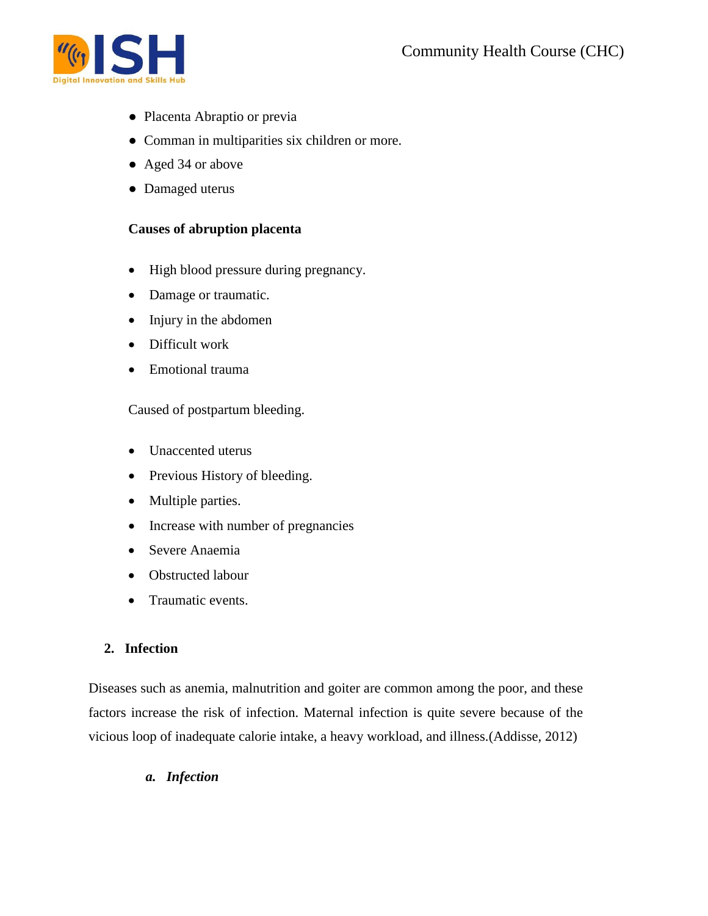- Placenta Abraptio or previa
- Comman in multiparities six children or more.
- Aged 34 or above
- Damaged uterus

**Causes of abruption placenta**

- High blood pressure during pregnancy.
- Damage or traumatic.
- Injury in the abdomen
- Difficult work
- Emotional trauma

Caused of postpartum bleeding.

- Unaccented uterus
- Previous History of bleeding.
- Multiple parties.
- Increase with number of pregnancies
- Severe Anaemia
- Obstructed labour
- Traumatic events.

## 2. Infection

Diseases such as anemia, malnutrition and goiter are common among the poor, and these factors increase the risk of infection. Maternal infection is quite severe because of the vicious loop of inadequate calorie intake, a heavy workload, and illness.(Addisse, 2012)

### *a. Infection*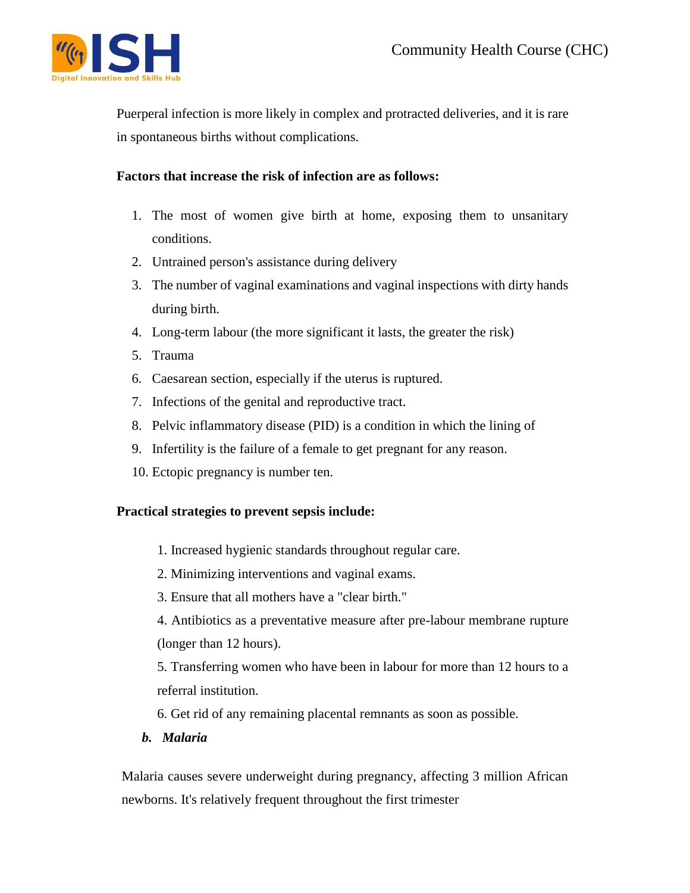Puerperal infection is more likely in complex and protracted deliveries, and it is rare in spontaneous births without complications.

**Factors that increase the risk of infection are as follows:**

1. The most of women give birth at home, exposing them to unsanitary conditions.
2. Untrained person's assistance during delivery
3. The number of vaginal examinations and vaginal inspections with dirty hands during birth.
4. Long-term labour (the more significant it lasts, the greater the risk)
5. Trauma
6. Caesarean section, especially if the uterus is ruptured.
7. Infections of the genital and reproductive tract.
8. Pelvic inflammatory disease (PID) is a condition in which the lining of
9. Infertility is the failure of a female to get pregnant for any reason.
10. Ectopic pregnancy is number ten.

**Practical strategies to prevent sepsis include:**

1. Increased hygienic standards throughout regular care.
2. Minimizing interventions and vaginal exams.
3. Ensure that all mothers have a "clear birth."
4. Antibiotics as a preventative measure after pre-labour membrane rupture (longer than 12 hours).
5. Transferring women who have been in labour for more than 12 hours to a referral institution.
6. Get rid of any remaining placental remnants as soon as possible.

***b. Malaria***

Malaria causes severe underweight during pregnancy, affecting 3 million African newborns. It's relatively frequent throughout the first trimester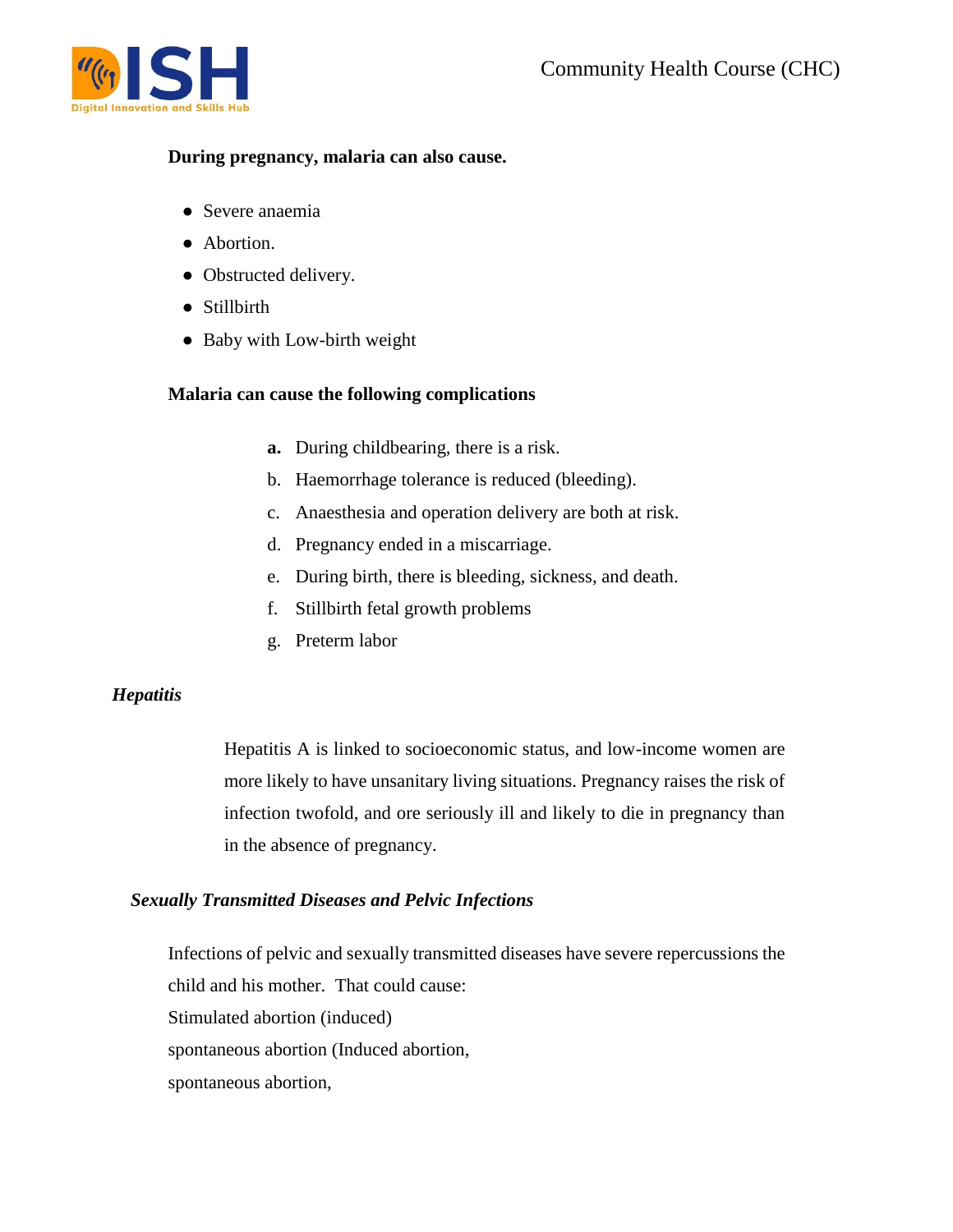**During pregnancy, malaria can also cause.**

- Severe anaemia
- Abortion.
- Obstructed delivery.
- Stillbirth
- Baby with Low-birth weight

**Malaria can cause the following complications**

a. During childbearing, there is a risk.
b. Haemorrhage tolerance is reduced (bleeding).
c. Anaesthesia and operation delivery are both at risk.
d. Pregnancy ended in a miscarriage.
e. During birth, there is bleeding, sickness, and death.
f. Stillbirth fetal growth problems
g. Preterm labor

***Hepatitis***

Hepatitis A is linked to socioeconomic status, and low-income women are more likely to have unsanitary living situations. Pregnancy raises the risk of infection twofold, and ore seriously ill and likely to die in pregnancy than in the absence of pregnancy.

***Sexually Transmitted Diseases and Pelvic Infections***

Infections of pelvic and sexually transmitted diseases have severe repercussions the child and his mother. That could cause:
Stimulated abortion (induced)
spontaneous abortion (Induced abortion,
spontaneous abortion,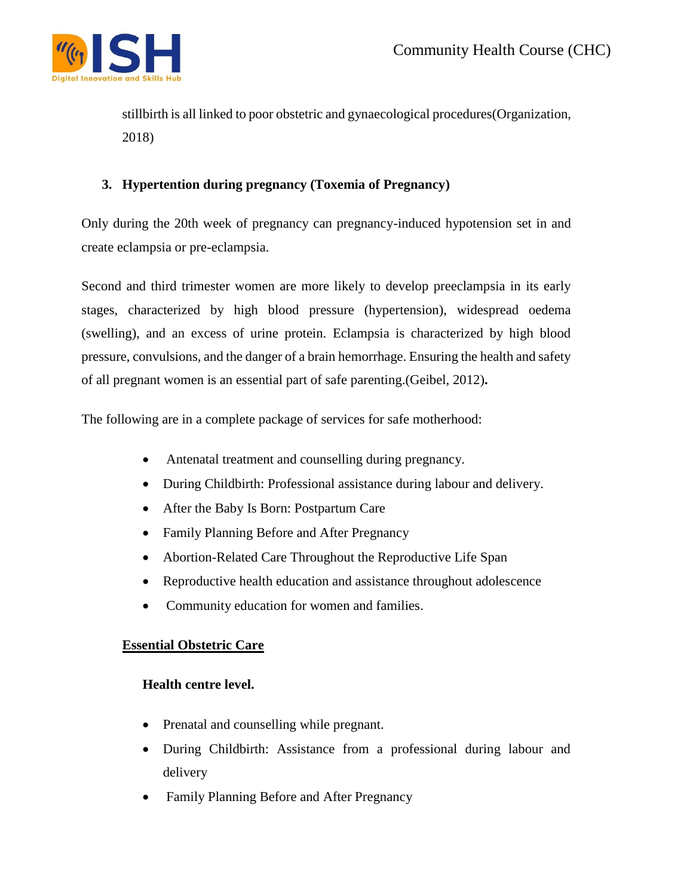stillbirth is all linked to poor obstetric and gynaecological procedures(Organization, 2018)

3. **Hypertention during pregnancy (Toxemia of Pregnancy)**

Only during the 20th week of pregnancy can pregnancy-induced hypotension set in and create eclampsia or pre-eclampsia.

Second and third trimester women are more likely to develop preeclampsia in its early stages, characterized by high blood pressure (hypertension), widespread oedema (swelling), and an excess of urine protein. Eclampsia is characterized by high blood pressure, convulsions, and the danger of a brain hemorrhage. Ensuring the health and safety of all pregnant women is an essential part of safe parenting.(Geibel, 2012)**.**

The following are in a complete package of services for safe motherhood:

- Antenatal treatment and counselling during pregnancy.
- During Childbirth: Professional assistance during labour and delivery.
- After the Baby Is Born: Postpartum Care
- Family Planning Before and After Pregnancy
- Abortion-Related Care Throughout the Reproductive Life Span
- Reproductive health education and assistance throughout adolescence
- Community education for women and families.

**<u>Essential Obstetric Care</u>**

**Health centre level.**

- Prenatal and counselling while pregnant.
- During Childbirth: Assistance from a professional during labour and delivery
- Family Planning Before and After Pregnancy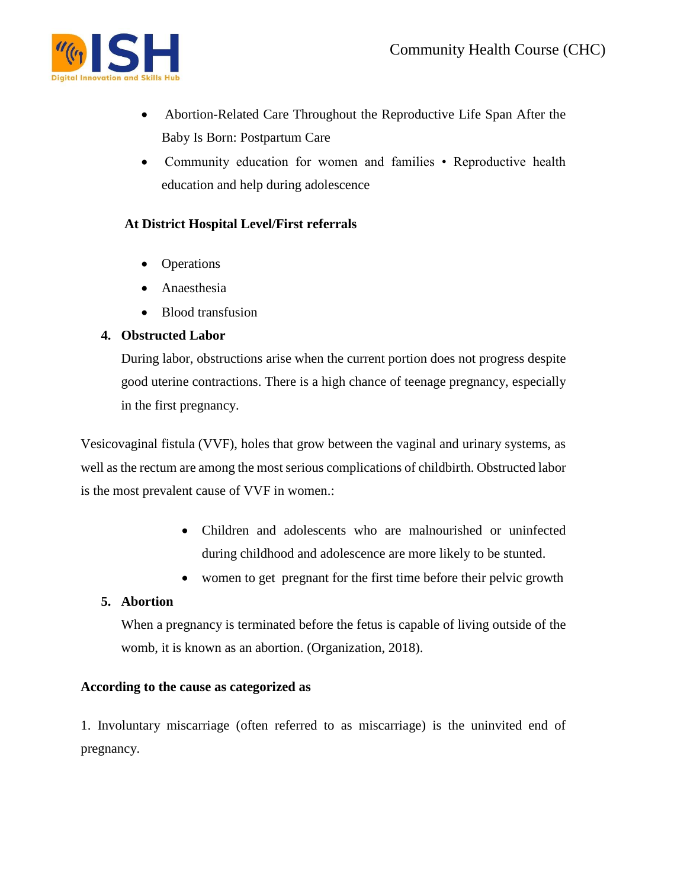- Abortion-Related Care Throughout the Reproductive Life Span After the Baby Is Born: Postpartum Care
- Community education for women and families • Reproductive health education and help during adolescence

**At District Hospital Level/First referrals**

- Operations
- Anaesthesia
- Blood transfusion

4. **Obstructed Labor**

   During labor, obstructions arise when the current portion does not progress despite good uterine contractions. There is a high chance of teenage pregnancy, especially in the first pregnancy.

Vesicovaginal fistula (VVF), holes that grow between the vaginal and urinary systems, as well as the rectum are among the most serious complications of childbirth. Obstructed labor is the most prevalent cause of VVF in women.:

- Children and adolescents who are malnourished or uninfected during childhood and adolescence are more likely to be stunted.
- women to get pregnant for the first time before their pelvic growth

5. **Abortion**

   When a pregnancy is terminated before the fetus is capable of living outside of the womb, it is known as an abortion. (Organization, 2018).

**According to the cause as categorized as**

1. Involuntary miscarriage (often referred to as miscarriage) is the uninvited end of pregnancy.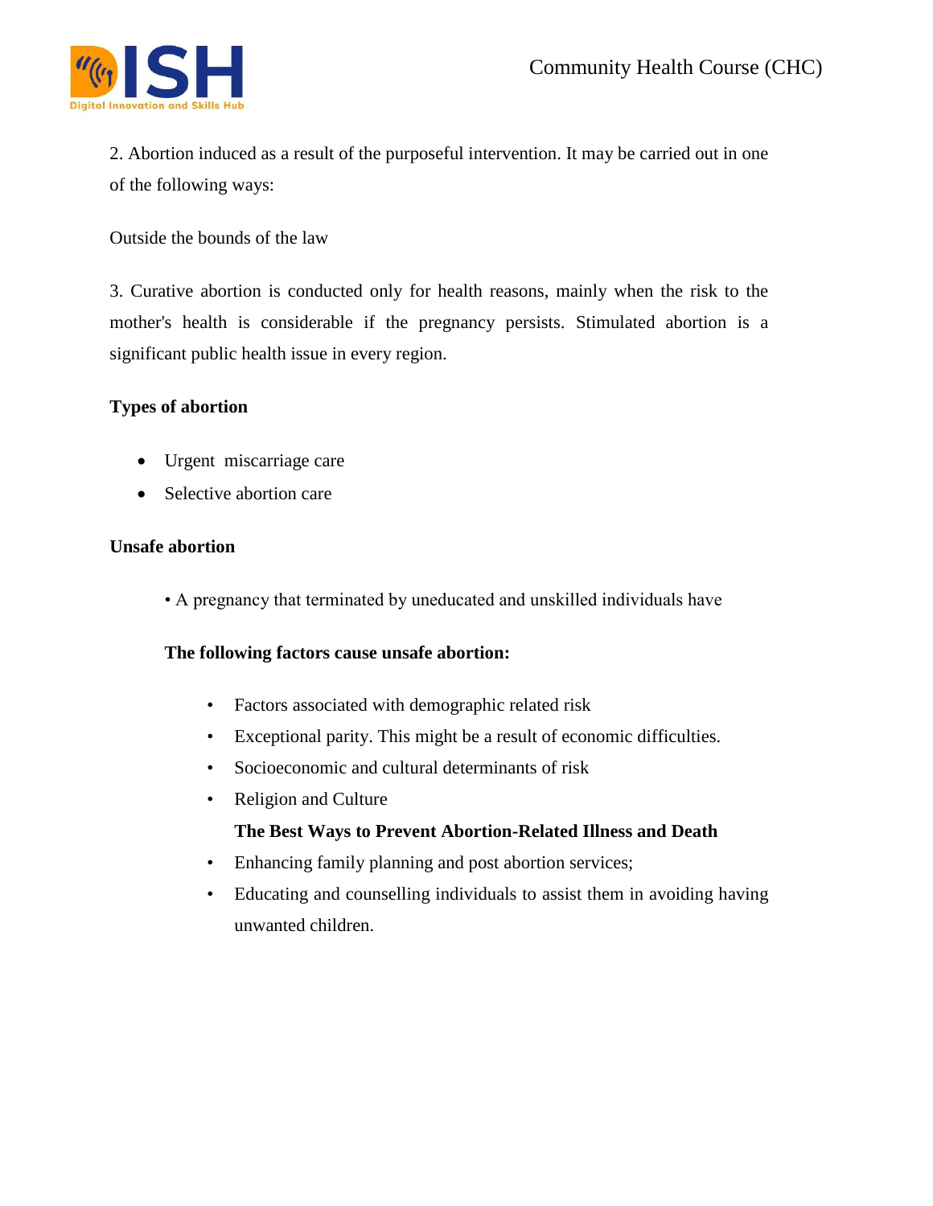2. Abortion induced as a result of the purposeful intervention. It may be carried out in one of the following ways:

Outside the bounds of the law

3. Curative abortion is conducted only for health reasons, mainly when the risk to the mother's health is considerable if the pregnancy persists. Stimulated abortion is a significant public health issue in every region.

**Types of abortion**

- Urgent miscarriage care
- Selective abortion care

**Unsafe abortion**

- A pregnancy that terminated by uneducated and unskilled individuals have

**The following factors cause unsafe abortion:**

- Factors associated with demographic related risk
- Exceptional parity. This might be a result of economic difficulties.
- Socioeconomic and cultural determinants of risk
- Religion and Culture

**The Best Ways to Prevent Abortion-Related Illness and Death**

- Enhancing family planning and post abortion services;
- Educating and counselling individuals to assist them in avoiding having unwanted children.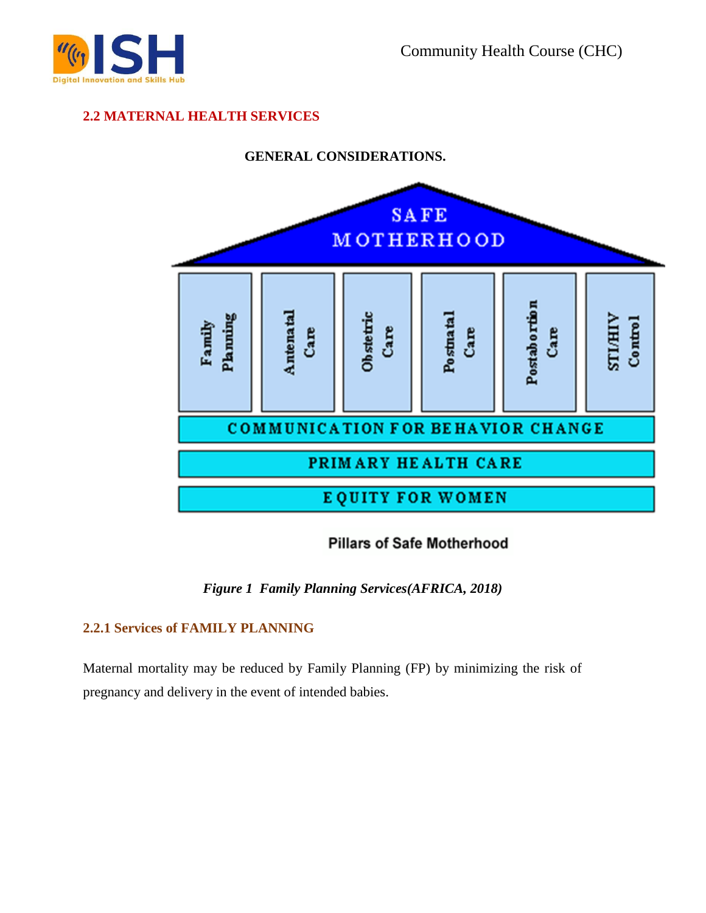## 2.2 MATERNAL HEALTH SERVICES

**GENERAL CONSIDERATIONS.**

SAFE MOTHERHOOD

| Family Planning | Antenatal Care | Obstetric Care | Postnatal Care | Postabortion Care | STI/HIV Control |
|---|---|---|---|---|---|

COMMUNICATION FOR BEHAVIOR CHANGE

PRIMARY HEALTH CARE

EQUITY FOR WOMEN

Pillars of Safe Motherhood

*Figure 1 Family Planning Services(AFRICA, 2018)*

### 2.2.1 Services of FAMILY PLANNING

Maternal mortality may be reduced by Family Planning (FP) by minimizing the risk of pregnancy and delivery in the event of intended babies.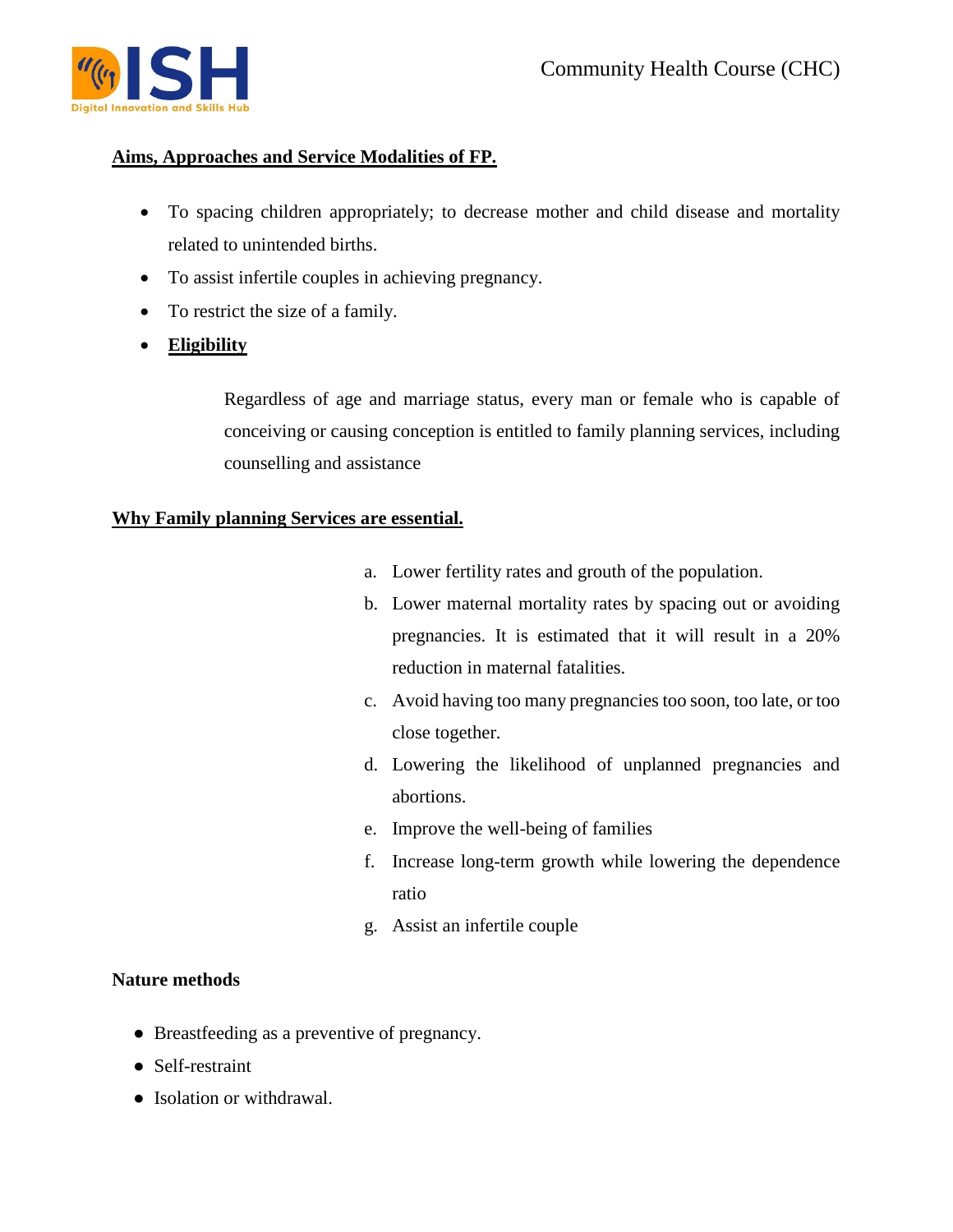## Aims, Approaches and Service Modalities of FP.

- To spacing children appropriately; to decrease mother and child disease and mortality related to unintended births.
- To assist infertile couples in achieving pregnancy.
- To restrict the size of a family.
- **Eligibility**

  Regardless of age and marriage status, every man or female who is capable of conceiving or causing conception is entitled to family planning services, including counselling and assistance

## Why Family planning Services are essential.

a. Lower fertility rates and grouth of the population.
b. Lower maternal mortality rates by spacing out or avoiding pregnancies. It is estimated that it will result in a 20% reduction in maternal fatalities.
c. Avoid having too many pregnancies too soon, too late, or too close together.
d. Lowering the likelihood of unplanned pregnancies and abortions.
e. Improve the well-being of families
f. Increase long-term growth while lowering the dependence ratio
g. Assist an infertile couple

**Nature methods**

- Breastfeeding as a preventive of pregnancy.
- Self-restraint
- Isolation or withdrawal.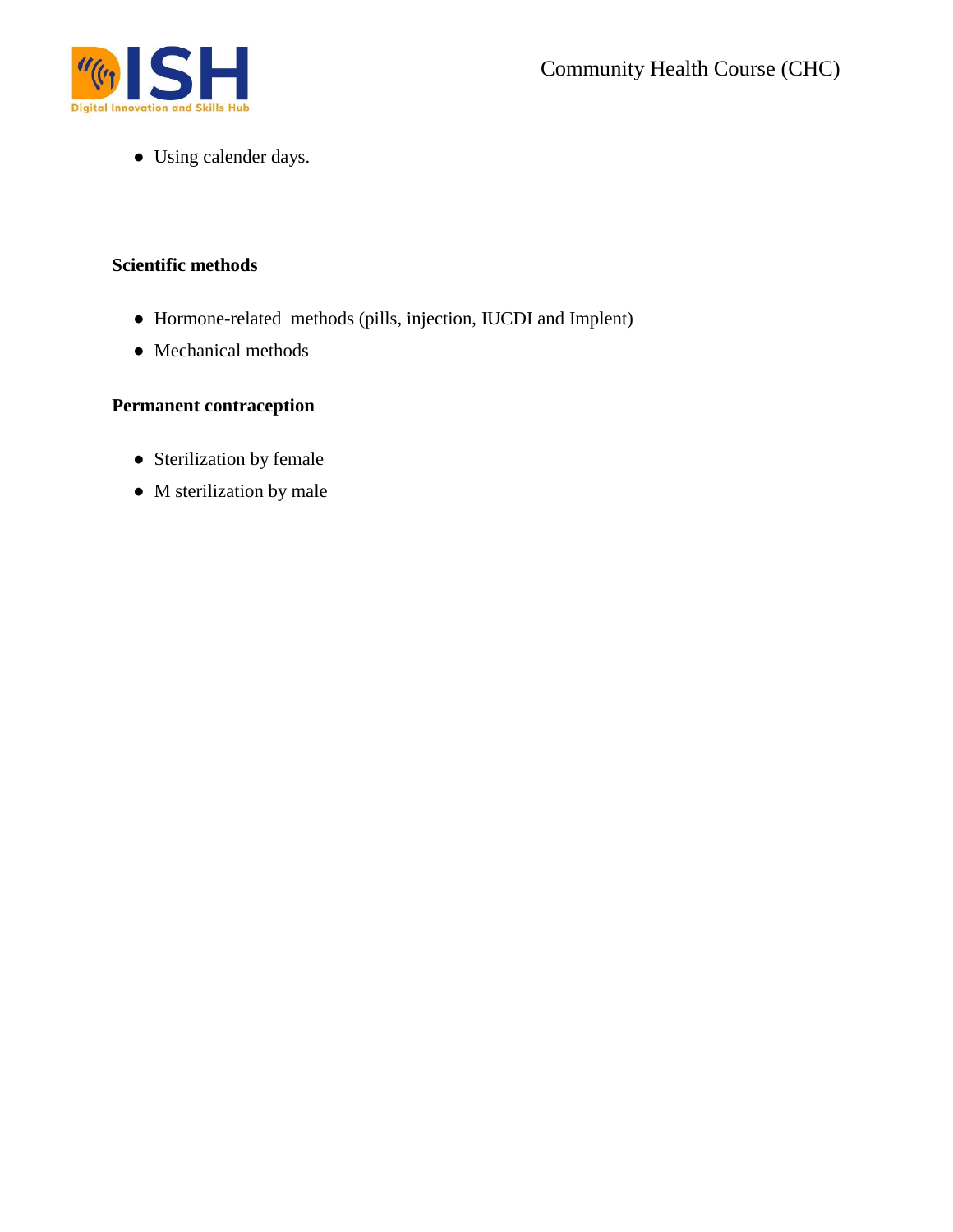- Using calender days.

**Scientific methods**

- Hormone-related  methods (pills, injection, IUCDI and Implent)
- Mechanical methods

**Permanent contraception**

- Sterilization by female
- M sterilization by male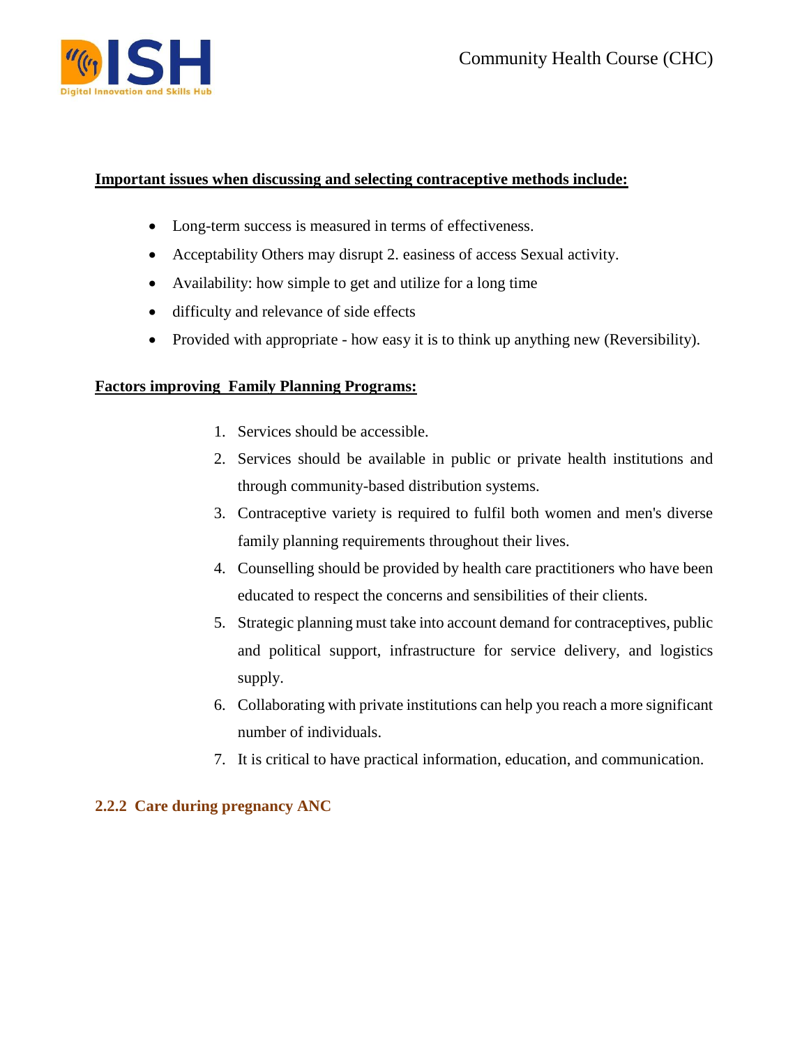**Important issues when discussing and selecting contraceptive methods include:**

- Long-term success is measured in terms of effectiveness.
- Acceptability Others may disrupt 2. easiness of access Sexual activity.
- Availability: how simple to get and utilize for a long time
- difficulty and relevance of side effects
- Provided with appropriate - how easy it is to think up anything new (Reversibility).

**Factors improving Family Planning Programs:**

1. Services should be accessible.
2. Services should be available in public or private health institutions and through community-based distribution systems.
3. Contraceptive variety is required to fulfil both women and men's diverse family planning requirements throughout their lives.
4. Counselling should be provided by health care practitioners who have been educated to respect the concerns and sensibilities of their clients.
5. Strategic planning must take into account demand for contraceptives, public and political support, infrastructure for service delivery, and logistics supply.
6. Collaborating with private institutions can help you reach a more significant number of individuals.
7. It is critical to have practical information, education, and communication.

### 2.2.2 Care during pregnancy ANC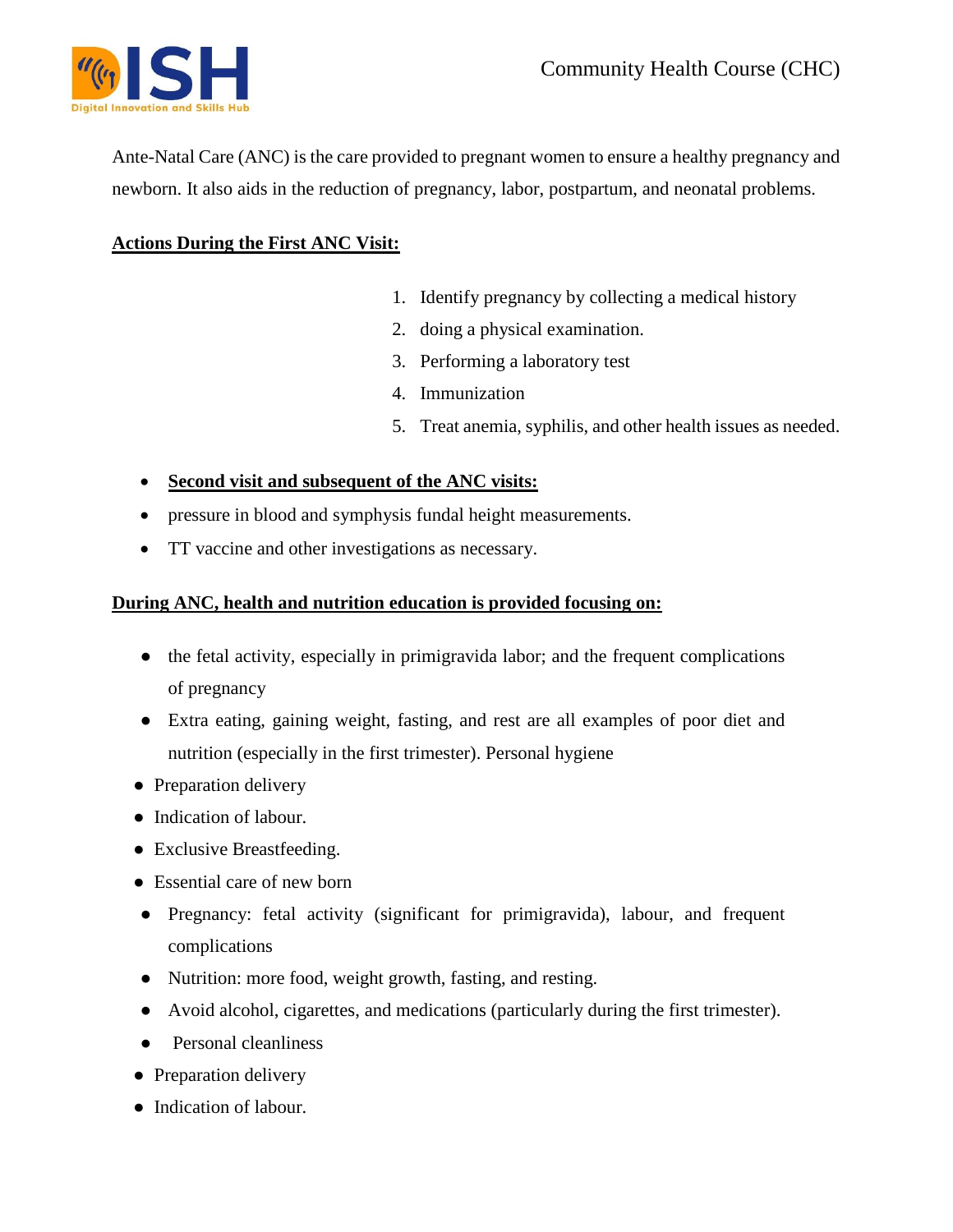Ante-Natal Care (ANC) is the care provided to pregnant women to ensure a healthy pregnancy and newborn. It also aids in the reduction of pregnancy, labor, postpartum, and neonatal problems.

**Actions During the First ANC Visit:**

1. Identify pregnancy by collecting a medical history
2. doing a physical examination.
3. Performing a laboratory test
4. Immunization
5. Treat anemia, syphilis, and other health issues as needed.

- **Second visit and subsequent of the ANC visits:**
- pressure in blood and symphysis fundal height measurements.
- TT vaccine and other investigations as necessary.

**During ANC, health and nutrition education is provided focusing on:**

- the fetal activity, especially in primigravida labor; and the frequent complications of pregnancy
- Extra eating, gaining weight, fasting, and rest are all examples of poor diet and nutrition (especially in the first trimester). Personal hygiene
- Preparation delivery
- Indication of labour.
- Exclusive Breastfeeding.
- Essential care of new born
- Pregnancy: fetal activity (significant for primigravida), labour, and frequent complications
- Nutrition: more food, weight growth, fasting, and resting.
- Avoid alcohol, cigarettes, and medications (particularly during the first trimester).
- Personal cleanliness
- Preparation delivery
- Indication of labour.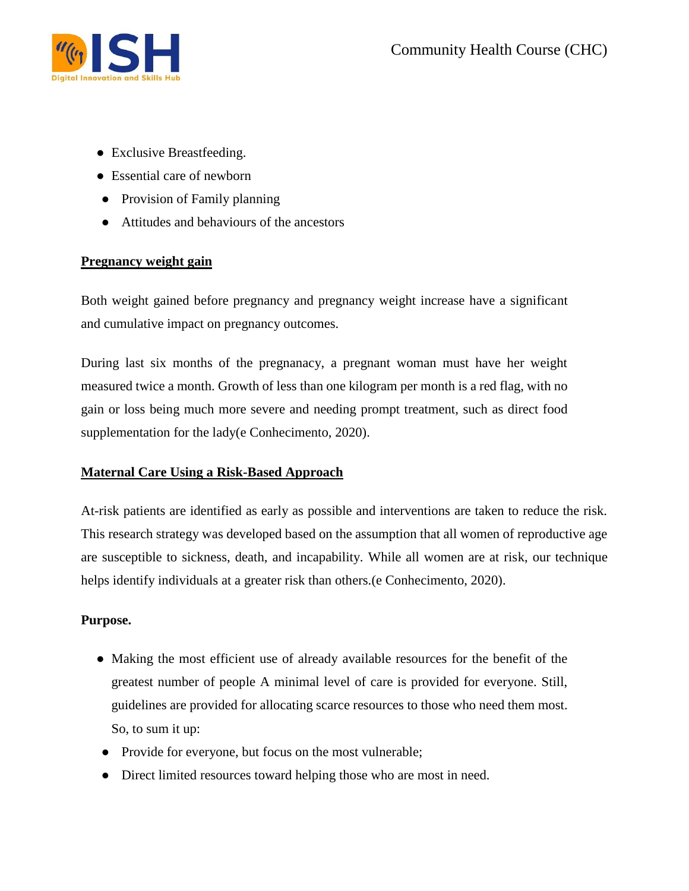- Exclusive Breastfeeding.
- Essential care of newborn
- Provision of Family planning
- Attitudes and behaviours of the ancestors

**Pregnancy weight gain**

Both weight gained before pregnancy and pregnancy weight increase have a significant and cumulative impact on pregnancy outcomes.

During last six months of the pregnanacy, a pregnant woman must have her weight measured twice a month. Growth of less than one kilogram per month is a red flag, with no gain or loss being much more severe and needing prompt treatment, such as direct food supplementation for the lady(e Conhecimento, 2020).

**Maternal Care Using a Risk-Based Approach**

At-risk patients are identified as early as possible and interventions are taken to reduce the risk. This research strategy was developed based on the assumption that all women of reproductive age are susceptible to sickness, death, and incapability. While all women are at risk, our technique helps identify individuals at a greater risk than others.(e Conhecimento, 2020).

**Purpose.**

- Making the most efficient use of already available resources for the benefit of the greatest number of people A minimal level of care is provided for everyone. Still, guidelines are provided for allocating scarce resources to those who need them most. So, to sum it up:
- Provide for everyone, but focus on the most vulnerable;
- Direct limited resources toward helping those who are most in need.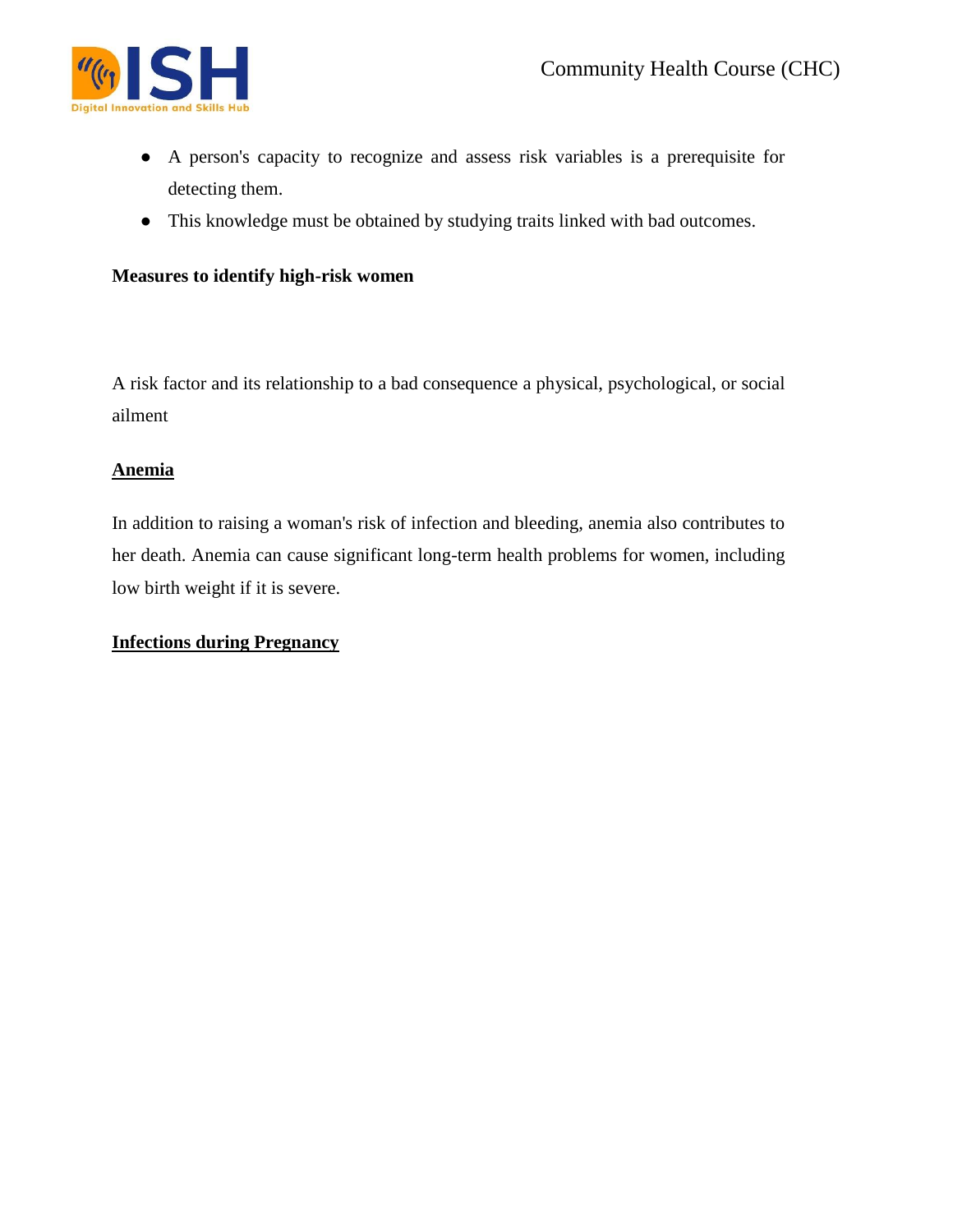- A person's capacity to recognize and assess risk variables is a prerequisite for detecting them.
- This knowledge must be obtained by studying traits linked with bad outcomes.

**Measures to identify high-risk women**

A risk factor and its relationship to a bad consequence a physical, psychological, or social ailment

**<u>Anemia</u>**

In addition to raising a woman's risk of infection and bleeding, anemia also contributes to her death. Anemia can cause significant long-term health problems for women, including low birth weight if it is severe.

**<u>Infections during Pregnancy</u>**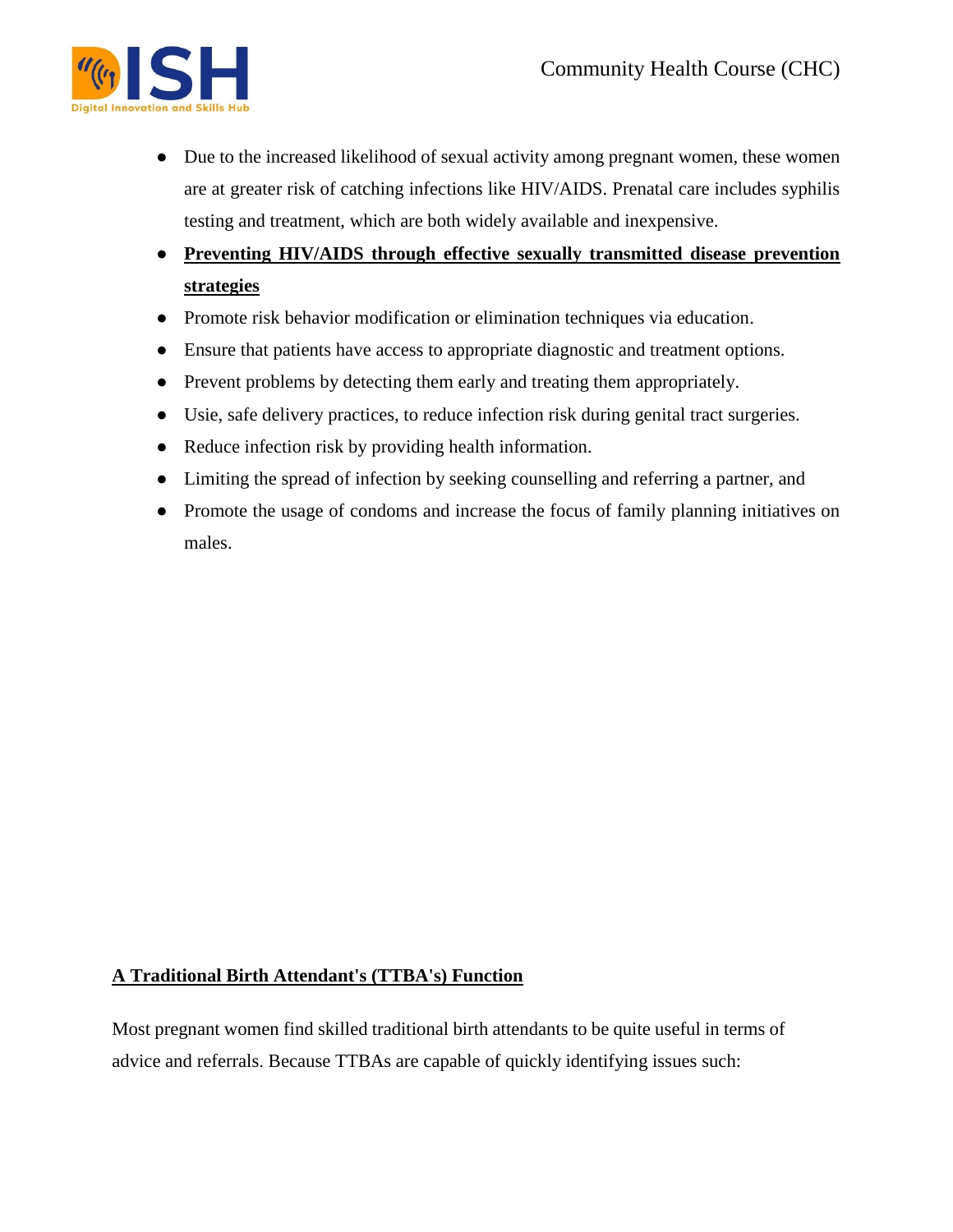- Due to the increased likelihood of sexual activity among pregnant women, these women are at greater risk of catching infections like HIV/AIDS. Prenatal care includes syphilis testing and treatment, which are both widely available and inexpensive.
- **Preventing HIV/AIDS through effective sexually transmitted disease prevention strategies**
- Promote risk behavior modification or elimination techniques via education.
- Ensure that patients have access to appropriate diagnostic and treatment options.
- Prevent problems by detecting them early and treating them appropriately.
- Usie, safe delivery practices, to reduce infection risk during genital tract surgeries.
- Reduce infection risk by providing health information.
- Limiting the spread of infection by seeking counselling and referring a partner, and
- Promote the usage of condoms and increase the focus of family planning initiatives on males.

## A Traditional Birth Attendant's (TTBA's) Function

Most pregnant women find skilled traditional birth attendants to be quite useful in terms of advice and referrals. Because TTBAs are capable of quickly identifying issues such: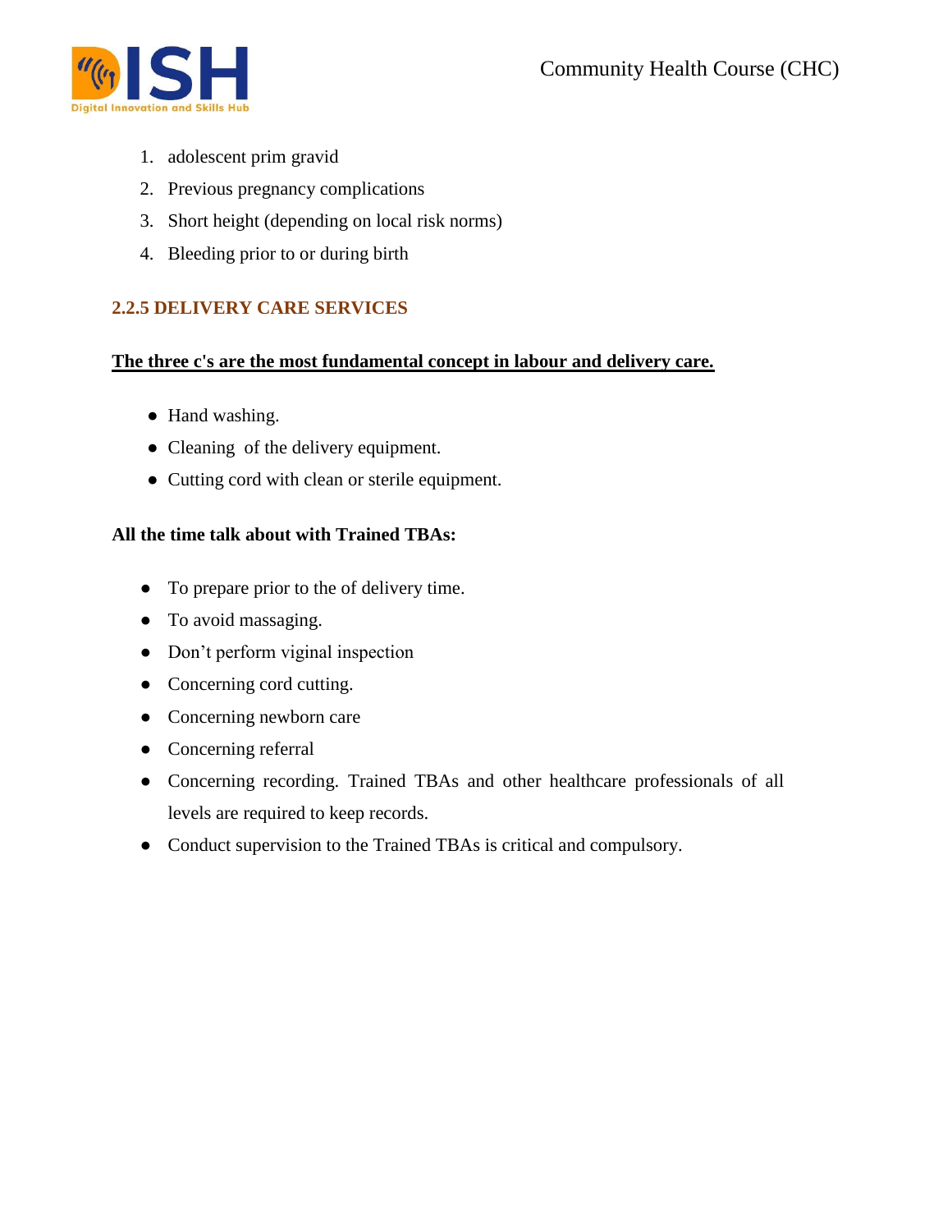1. adolescent prim gravid
2. Previous pregnancy complications
3. Short height (depending on local risk norms)
4. Bleeding prior to or during birth

### 2.2.5 DELIVERY CARE SERVICES

**The three c's are the most fundamental concept in labour and delivery care.**

- Hand washing.
- Cleaning of the delivery equipment.
- Cutting cord with clean or sterile equipment.

**All the time talk about with Trained TBAs:**

- To prepare prior to the of delivery time.
- To avoid massaging.
- Don't perform viginal inspection
- Concerning cord cutting.
- Concerning newborn care
- Concerning referral
- Concerning recording. Trained TBAs and other healthcare professionals of all levels are required to keep records.
- Conduct supervision to the Trained TBAs is critical and compulsory.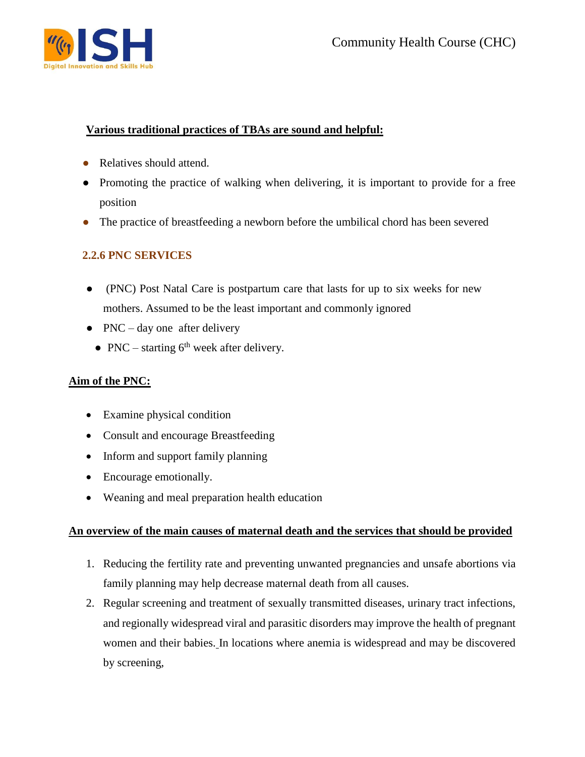**Various traditional practices of TBAs are sound and helpful:**

- Relatives should attend.
- Promoting the practice of walking when delivering, it is important to provide for a free position
- The practice of breastfeeding a newborn before the umbilical chord has been severed

### 2.2.6 PNC SERVICES

- (PNC) Post Natal Care is postpartum care that lasts for up to six weeks for new mothers. Assumed to be the least important and commonly ignored
- PNC – day one after delivery
- PNC – starting 6th week after delivery.

**Aim of the PNC:**

- Examine physical condition
- Consult and encourage Breastfeeding
- Inform and support family planning
- Encourage emotionally.
- Weaning and meal preparation health education

**An overview of the main causes of maternal death and the services that should be provided**

1. Reducing the fertility rate and preventing unwanted pregnancies and unsafe abortions via family planning may help decrease maternal death from all causes.
2. Regular screening and treatment of sexually transmitted diseases, urinary tract infections, and regionally widespread viral and parasitic disorders may improve the health of pregnant women and their babies. In locations where anemia is widespread and may be discovered by screening,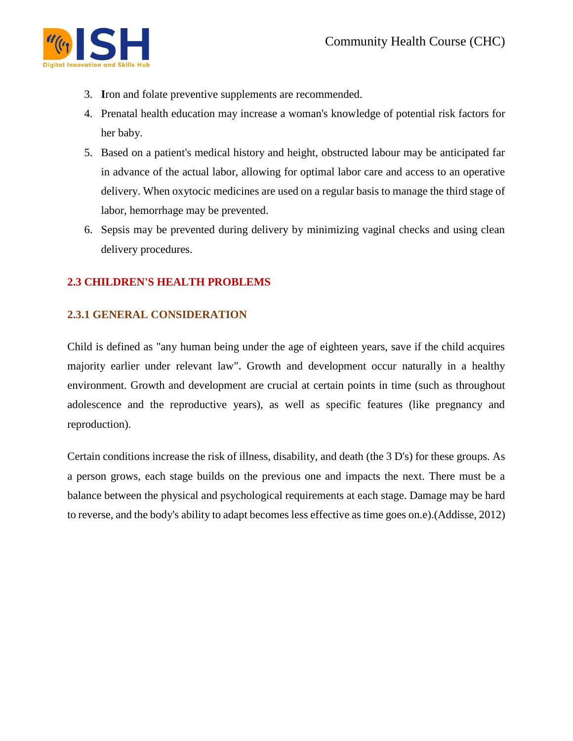3. **I**ron and folate preventive supplements are recommended.
4. Prenatal health education may increase a woman's knowledge of potential risk factors for her baby.
5. Based on a patient's medical history and height, obstructed labour may be anticipated far in advance of the actual labor, allowing for optimal labor care and access to an operative delivery. When oxytocic medicines are used on a regular basis to manage the third stage of labor, hemorrhage may be prevented.
6. Sepsis may be prevented during delivery by minimizing vaginal checks and using clean delivery procedures.

## 2.3 CHILDREN'S HEALTH PROBLEMS

### 2.3.1 GENERAL CONSIDERATION

Child is defined as "any human being under the age of eighteen years, save if the child acquires majority earlier under relevant law"**.** Growth and development occur naturally in a healthy environment. Growth and development are crucial at certain points in time (such as throughout adolescence and the reproductive years), as well as specific features (like pregnancy and reproduction).

Certain conditions increase the risk of illness, disability, and death (the 3 D's) for these groups. As a person grows, each stage builds on the previous one and impacts the next. There must be a balance between the physical and psychological requirements at each stage. Damage may be hard to reverse, and the body's ability to adapt becomes less effective as time goes on.e).(Addisse, 2012)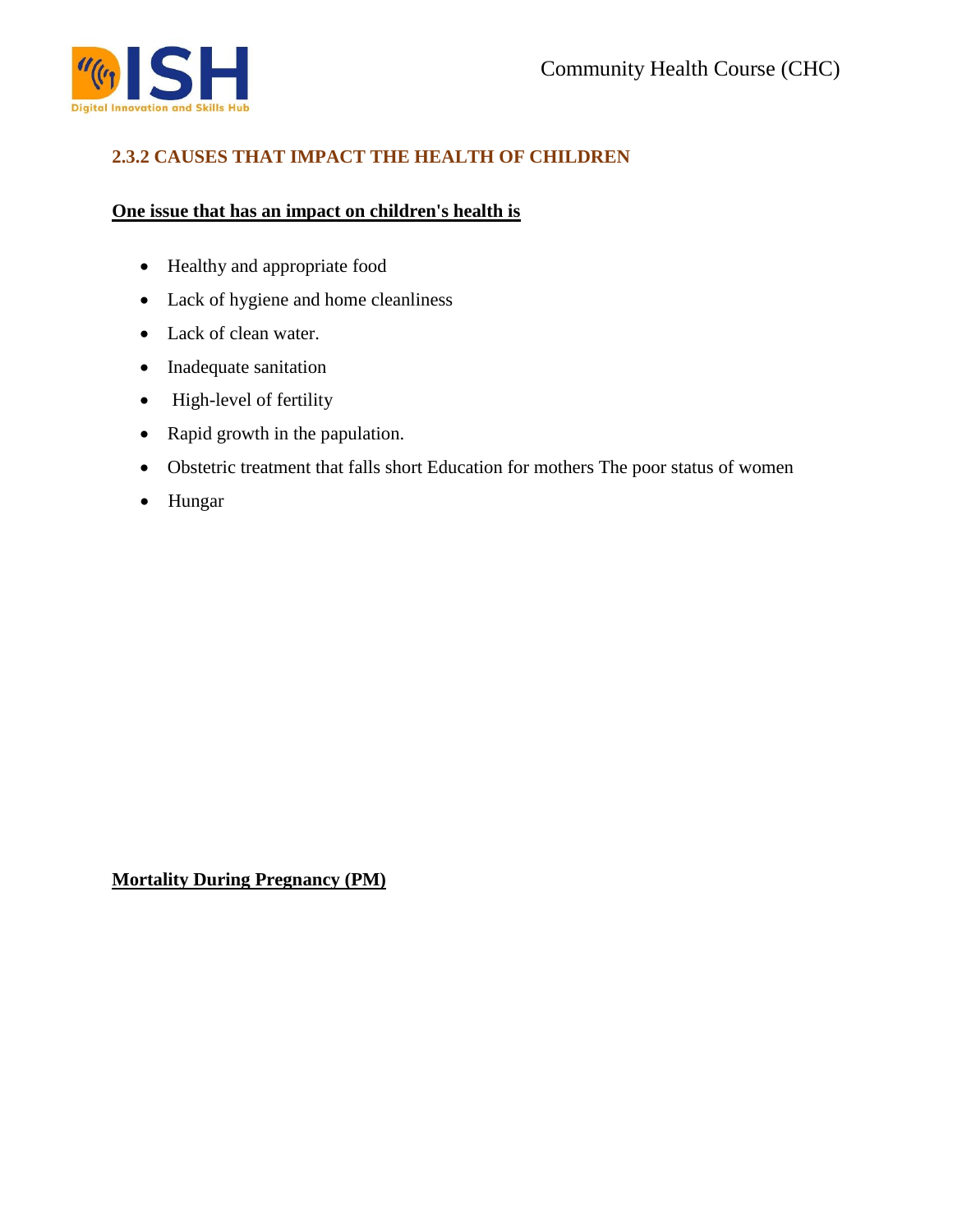### 2.3.2 CAUSES THAT IMPACT THE HEALTH OF CHILDREN

**One issue that has an impact on children's health is**

- Healthy and appropriate food
- Lack of hygiene and home cleanliness
- Lack of clean water.
- Inadequate sanitation
- High-level of fertility
- Rapid growth in the papulation.
- Obstetric treatment that falls short Education for mothers The poor status of women
- Hungar

**Mortality During Pregnancy (PM)**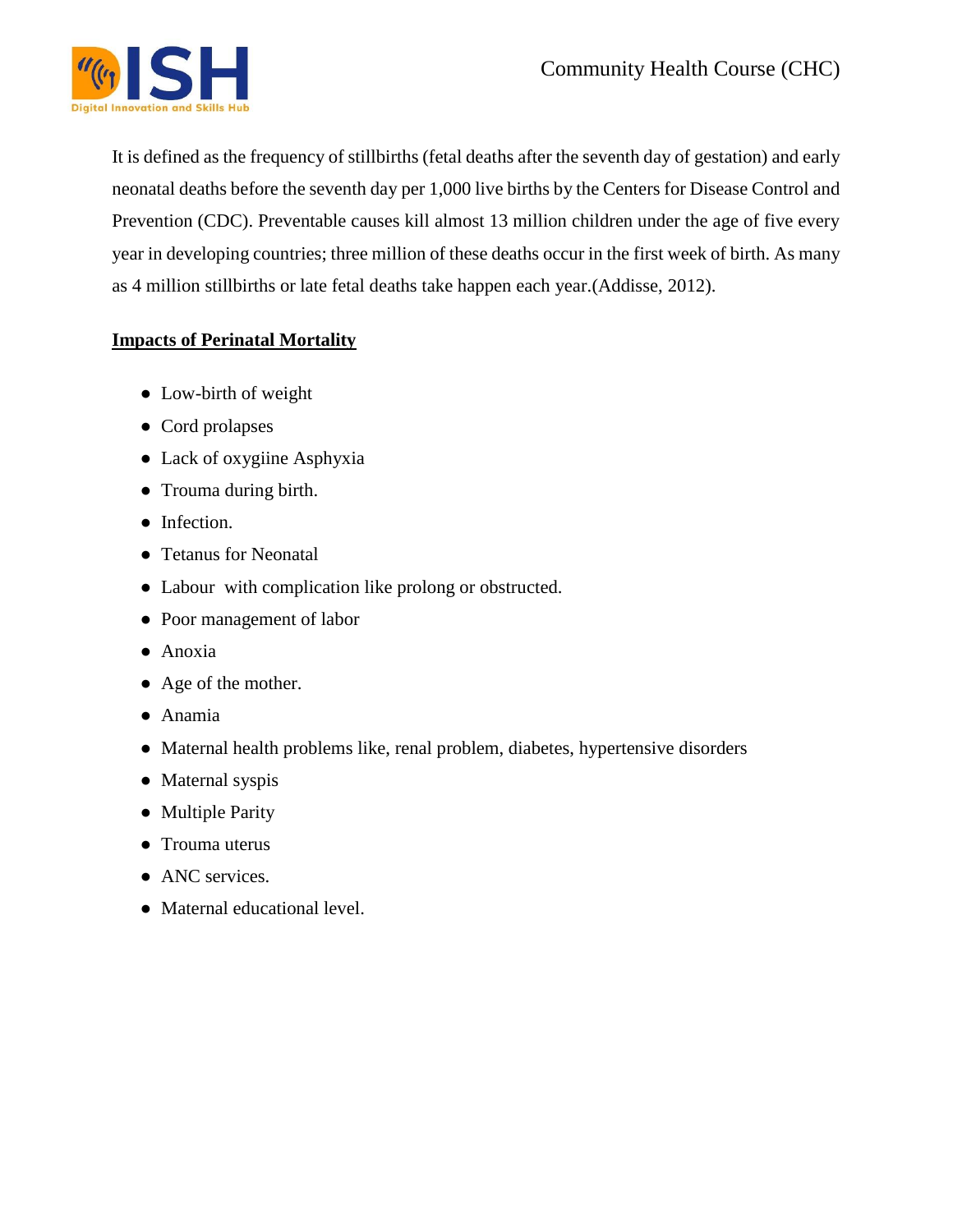It is defined as the frequency of stillbirths (fetal deaths after the seventh day of gestation) and early neonatal deaths before the seventh day per 1,000 live births by the Centers for Disease Control and Prevention (CDC). Preventable causes kill almost 13 million children under the age of five every year in developing countries; three million of these deaths occur in the first week of birth. As many as 4 million stillbirths or late fetal deaths take happen each year.(Addisse, 2012).

**Impacts of Perinatal Mortality**

- Low-birth of weight
- Cord prolapses
- Lack of oxygiine Asphyxia
- Trouma during birth.
- Infection.
- Tetanus for Neonatal
- Labour  with complication like prolong or obstructed.
- Poor management of labor
- Anoxia
- Age of the mother.
- Anamia
- Maternal health problems like, renal problem, diabetes, hypertensive disorders
- Maternal syspis
- Multiple Parity
- Trouma uterus
- ANC services.
- Maternal educational level.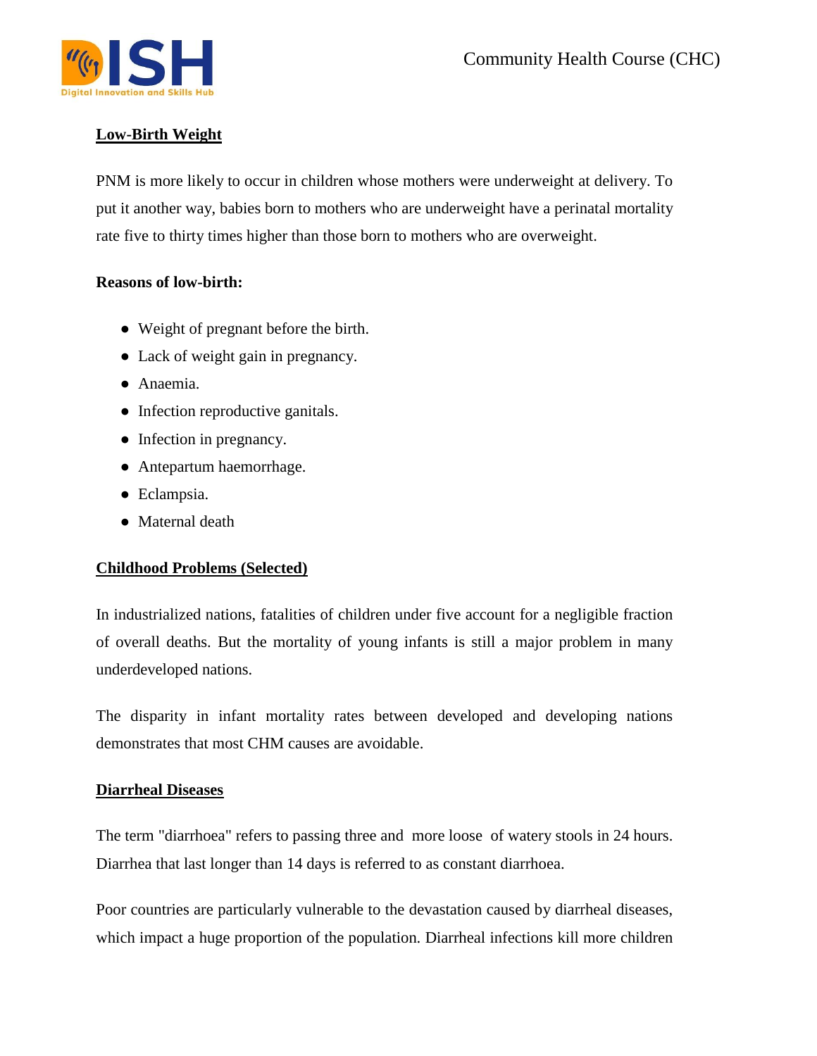## Low-Birth Weight

PNM is more likely to occur in children whose mothers were underweight at delivery. To put it another way, babies born to mothers who are underweight have a perinatal mortality rate five to thirty times higher than those born to mothers who are overweight.

**Reasons of low-birth:**

- Weight of pregnant before the birth.
- Lack of weight gain in pregnancy.
- Anaemia.
- Infection reproductive ganitals.
- Infection in pregnancy.
- Antepartum haemorrhage.
- Eclampsia.
- Maternal death

## Childhood Problems (Selected)

In industrialized nations, fatalities of children under five account for a negligible fraction of overall deaths. But the mortality of young infants is still a major problem in many underdeveloped nations.

The disparity in infant mortality rates between developed and developing nations demonstrates that most CHM causes are avoidable.

## Diarrheal Diseases

The term "diarrhoea" refers to passing three and more loose of watery stools in 24 hours. Diarrhea that last longer than 14 days is referred to as constant diarrhoea.

Poor countries are particularly vulnerable to the devastation caused by diarrheal diseases, which impact a huge proportion of the population. Diarrheal infections kill more children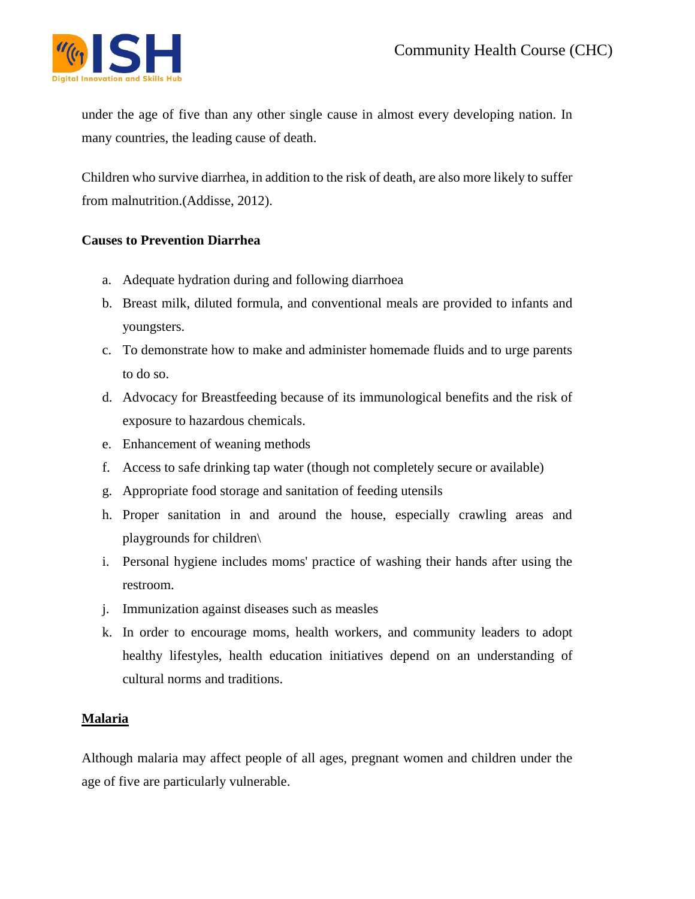under the age of five than any other single cause in almost every developing nation. In many countries, the leading cause of death.

Children who survive diarrhea, in addition to the risk of death, are also more likely to suffer from malnutrition.(Addisse, 2012).

**Causes to Prevention Diarrhea**

a. Adequate hydration during and following diarrhoea
b. Breast milk, diluted formula, and conventional meals are provided to infants and youngsters.
c. To demonstrate how to make and administer homemade fluids and to urge parents to do so.
d. Advocacy for Breastfeeding because of its immunological benefits and the risk of exposure to hazardous chemicals.
e. Enhancement of weaning methods
f. Access to safe drinking tap water (though not completely secure or available)
g. Appropriate food storage and sanitation of feeding utensils
h. Proper sanitation in and around the house, especially crawling areas and playgrounds for children\
i. Personal hygiene includes moms' practice of washing their hands after using the restroom.
j. Immunization against diseases such as measles
k. In order to encourage moms, health workers, and community leaders to adopt healthy lifestyles, health education initiatives depend on an understanding of cultural norms and traditions.

**Malaria**

Although malaria may affect people of all ages, pregnant women and children under the age of five are particularly vulnerable.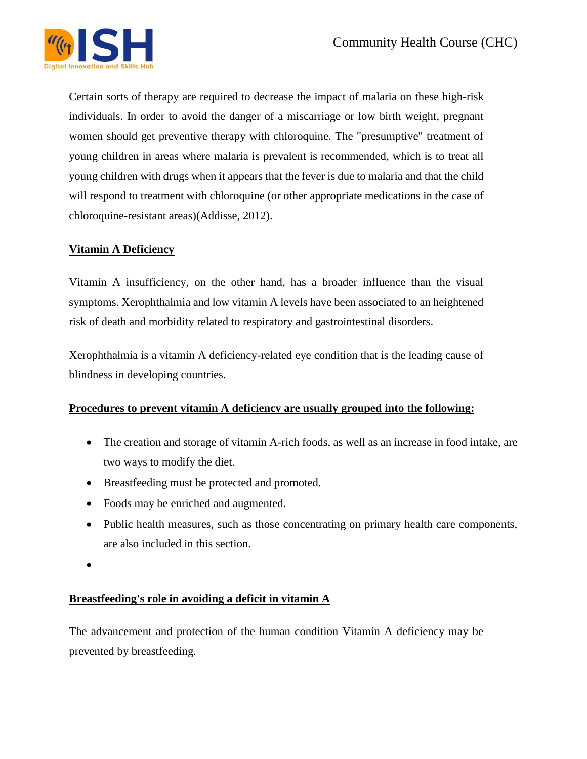Certain sorts of therapy are required to decrease the impact of malaria on these high-risk individuals. In order to avoid the danger of a miscarriage or low birth weight, pregnant women should get preventive therapy with chloroquine. The "presumptive" treatment of young children in areas where malaria is prevalent is recommended, which is to treat all young children with drugs when it appears that the fever is due to malaria and that the child will respond to treatment with chloroquine (or other appropriate medications in the case of chloroquine-resistant areas)(Addisse, 2012).

**Vitamin A Deficiency**

Vitamin A insufficiency, on the other hand, has a broader influence than the visual symptoms. Xerophthalmia and low vitamin A levels have been associated to an heightened risk of death and morbidity related to respiratory and gastrointestinal disorders.

Xerophthalmia is a vitamin A deficiency-related eye condition that is the leading cause of blindness in developing countries.

**Procedures to prevent vitamin A deficiency are usually grouped into the following:**

- The creation and storage of vitamin A-rich foods, as well as an increase in food intake, are two ways to modify the diet.
- Breastfeeding must be protected and promoted.
- Foods may be enriched and augmented.
- Public health measures, such as those concentrating on primary health care components, are also included in this section.
- 

**Breastfeeding's role in avoiding a deficit in vitamin A**

The advancement and protection of the human condition Vitamin A deficiency may be prevented by breastfeeding.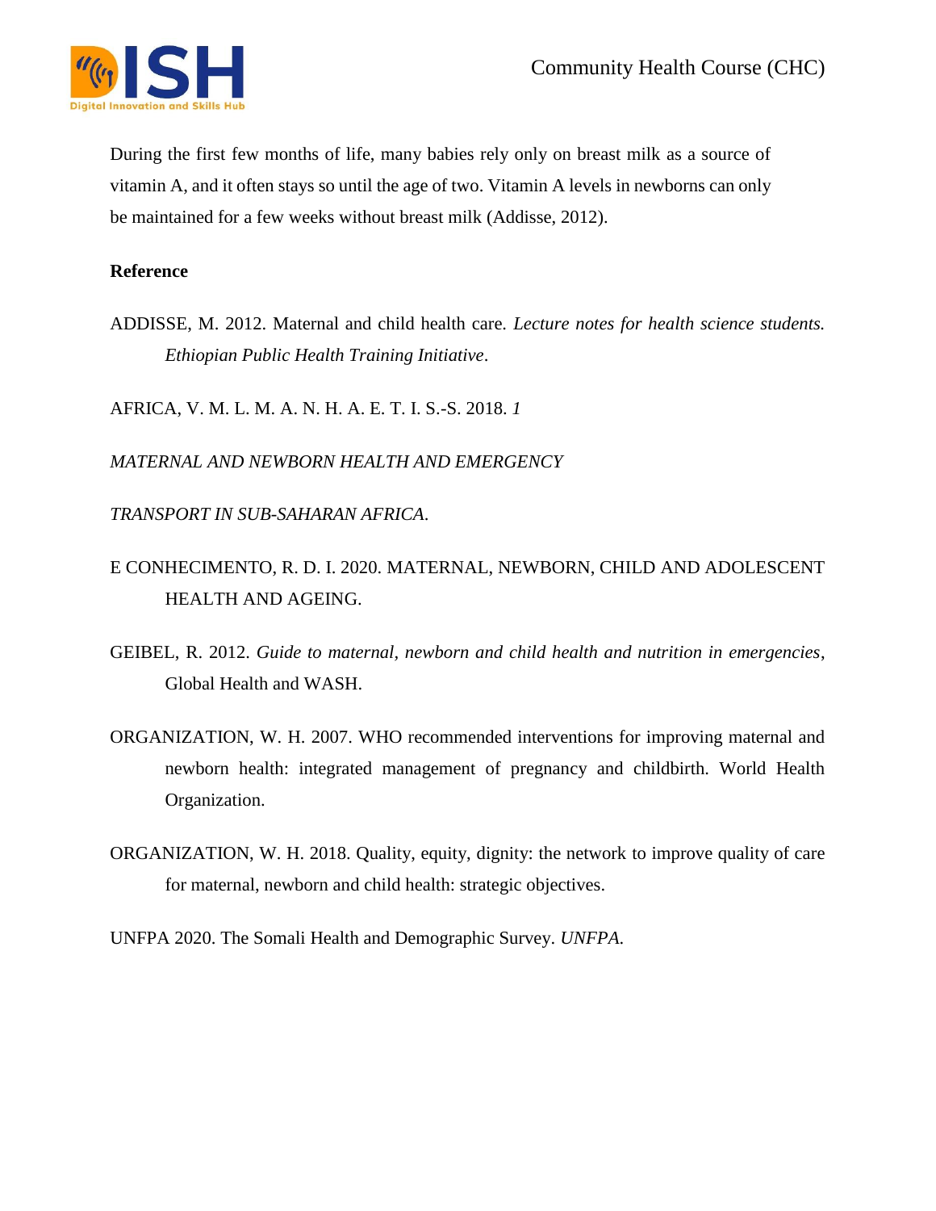During the first few months of life, many babies rely only on breast milk as a source of vitamin A, and it often stays so until the age of two. Vitamin A levels in newborns can only be maintained for a few weeks without breast milk (Addisse, 2012).

**Reference**

ADDISSE, M. 2012. Maternal and child health care. *Lecture notes for health science students. Ethiopian Public Health Training Initiative*.

AFRICA, V. M. L. M. A. N. H. A. E. T. I. S.-S. 2018. *1*

*MATERNAL AND NEWBORN HEALTH AND EMERGENCY*

*TRANSPORT IN SUB-SAHARAN AFRICA*.

E CONHECIMENTO, R. D. I. 2020. MATERNAL, NEWBORN, CHILD AND ADOLESCENT HEALTH AND AGEING.

GEIBEL, R. 2012. *Guide to maternal, newborn and child health and nutrition in emergencies*, Global Health and WASH.

ORGANIZATION, W. H. 2007. WHO recommended interventions for improving maternal and newborn health: integrated management of pregnancy and childbirth. World Health Organization.

ORGANIZATION, W. H. 2018. Quality, equity, dignity: the network to improve quality of care for maternal, newborn and child health: strategic objectives.

UNFPA 2020. The Somali Health and Demographic Survey. *UNFPA*.